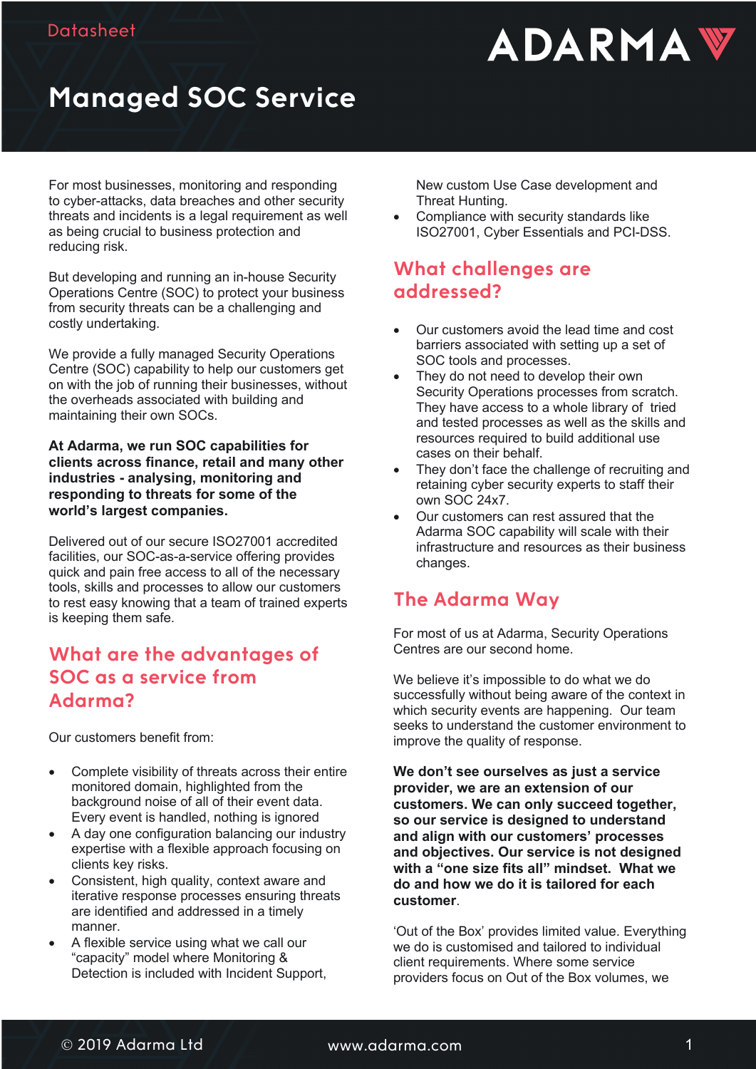Datasheet

# Managed SOC Service

For most businesses, monitoring and responding to cyber-attacks, data breaches and other security threats and incidents is a legal requirement as well as being crucial to business protection and reducing risk.

But developing and running an in-house Security Operations Centre (SOC) to protect your business from security threats can be a challenging and costly undertaking.

We provide a fully managed Security Operations Centre (SOC) capability to help our customers get on with the job of running their businesses, without the overheads associated with building and maintaining their own SOCs.

**At Adarma, we run SOC capabilities for clients across finance, retail and many other industries - analysing, monitoring and responding to threats for some of the world's largest companies.**

Delivered out of our secure ISO27001 accredited facilities, our SOC-as-a-service offering provides quick and pain free access to all of the necessary tools, skills and processes to allow our customers to rest easy knowing that a team of trained experts is keeping them safe.

## What are the advantages of SOC as a service from Adarma?

Our customers benefit from:

- Complete visibility of threats across their entire monitored domain, highlighted from the background noise of all of their event data. Every event is handled, nothing is ignored
- A day one configuration balancing our industry expertise with a flexible approach focusing on clients key risks.
- Consistent, high quality, context aware and iterative response processes ensuring threats are identified and addressed in a timely manner.
- A flexible service using what we call our "capacity" model where Monitoring & Detection is included with Incident Support, New custom Use Case development and Threat Hunting.
- Compliance with security standards like ISO27001, Cyber Essentials and PCI-DSS.

## What challenges are addressed?

- Our customers avoid the lead time and cost barriers associated with setting up a set of SOC tools and processes.
- They do not need to develop their own Security Operations processes from scratch. They have access to a whole library of tried and tested processes as well as the skills and resources required to build additional use cases on their behalf.
- They don't face the challenge of recruiting and retaining cyber security experts to staff their own SOC 24x7.
- Our customers can rest assured that the Adarma SOC capability will scale with their infrastructure and resources as their business changes.

## The Adarma Way

For most of us at Adarma, Security Operations Centres are our second home.

We believe it's impossible to do what we do successfully without being aware of the context in which security events are happening. Our team seeks to understand the customer environment to improve the quality of response.

**We don't see ourselves as just a service provider, we are an extension of our customers. We can only succeed together, so our service is designed to understand and align with our customers' processes and objectives. Our service is not designed with a "one size fits all" mindset. What we do and how we do it is tailored for each customer**.

'Out of the Box' provides limited value. Everything we do is customised and tailored to individual client requirements. Where some service providers focus on Out of the Box volumes, we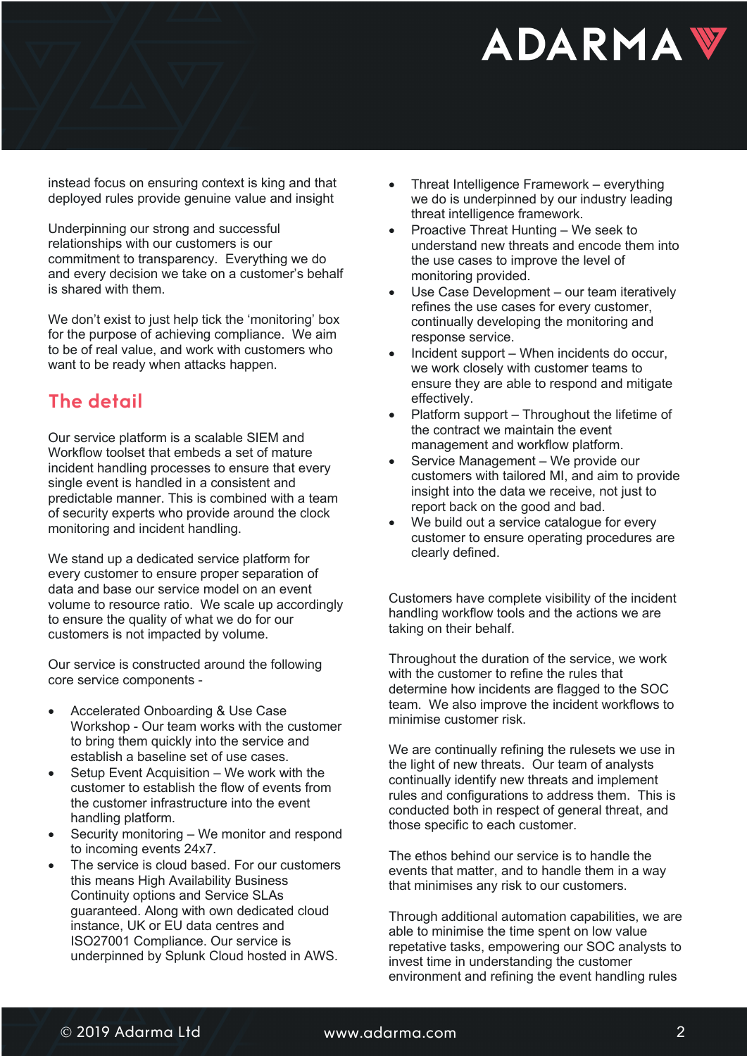instead focus on ensuring context is king and that deployed rules provide genuine value and insight

Underpinning our strong and successful relationships with our customers is our commitment to transparency. Everything we do and every decision we take on a customer's behalf is shared with them.

We don't exist to just help tick the 'monitoring' box for the purpose of achieving compliance. We aim to be of real value, and work with customers who want to be ready when attacks happen.

## The detail

Our service platform is a scalable SIEM and Workflow toolset that embeds a set of mature incident handling processes to ensure that every single event is handled in a consistent and predictable manner. This is combined with a team of security experts who provide around the clock monitoring and incident handling.

We stand up a dedicated service platform for every customer to ensure proper separation of data and base our service model on an event volume to resource ratio. We scale up accordingly to ensure the quality of what we do for our customers is not impacted by volume.

Our service is constructed around the following core service components -

- Accelerated Onboarding & Use Case Workshop - Our team works with the customer to bring them quickly into the service and establish a baseline set of use cases.
- Setup Event Acquisition – We work with the customer to establish the flow of events from the customer infrastructure into the event handling platform.
- Security monitoring – We monitor and respond to incoming events 24x7.
- The service is cloud based. For our customers this means High Availability Business Continuity options and Service SLAs guaranteed. Along with own dedicated cloud instance, UK or EU data centres and ISO27001 Compliance. Our service is underpinned by Splunk Cloud hosted in AWS.
- Threat Intelligence Framework – everything we do is underpinned by our industry leading threat intelligence framework.
- Proactive Threat Hunting – We seek to understand new threats and encode them into the use cases to improve the level of monitoring provided.
- Use Case Development – our team iteratively refines the use cases for every customer, continually developing the monitoring and response service.
- Incident support – When incidents do occur, we work closely with customer teams to ensure they are able to respond and mitigate effectively.
- Platform support – Throughout the lifetime of the contract we maintain the event management and workflow platform.
- Service Management – We provide our customers with tailored MI, and aim to provide insight into the data we receive, not just to report back on the good and bad.
- We build out a service catalogue for every customer to ensure operating procedures are clearly defined.

Customers have complete visibility of the incident handling workflow tools and the actions we are taking on their behalf.

Throughout the duration of the service, we work with the customer to refine the rules that determine how incidents are flagged to the SOC team. We also improve the incident workflows to minimise customer risk.

We are continually refining the rulesets we use in the light of new threats. Our team of analysts continually identify new threats and implement rules and configurations to address them. This is conducted both in respect of general threat, and those specific to each customer.

The ethos behind our service is to handle the events that matter, and to handle them in a way that minimises any risk to our customers.

Through additional automation capabilities, we are able to minimise the time spent on low value repetative tasks, empowering our SOC analysts to invest time in understanding the customer environment and refining the event handling rules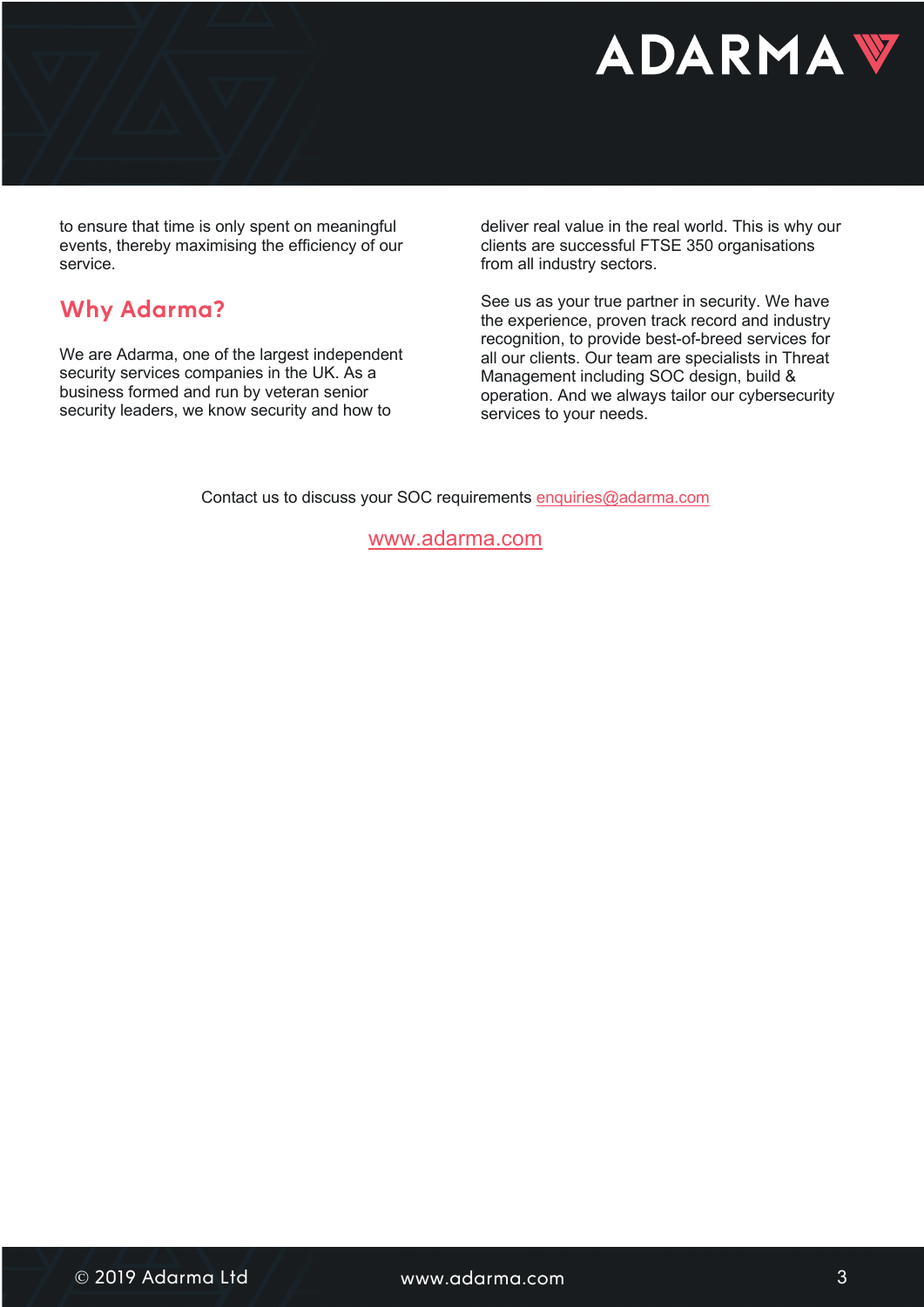to ensure that time is only spent on meaningful events, thereby maximising the efficiency of our service.

## Why Adarma?

We are Adarma, one of the largest independent security services companies in the UK. As a business formed and run by veteran senior security leaders, we know security and how to deliver real value in the real world. This is why our clients are successful FTSE 350 organisations from all industry sectors.

See us as your true partner in security. We have the experience, proven track record and industry recognition, to provide best-of-breed services for all our clients. Our team are specialists in Threat Management including SOC design, build & operation. And we always tailor our cybersecurity services to your needs.

Contact us to discuss your SOC requirements enquiries@adarma.com

www.adarma.com